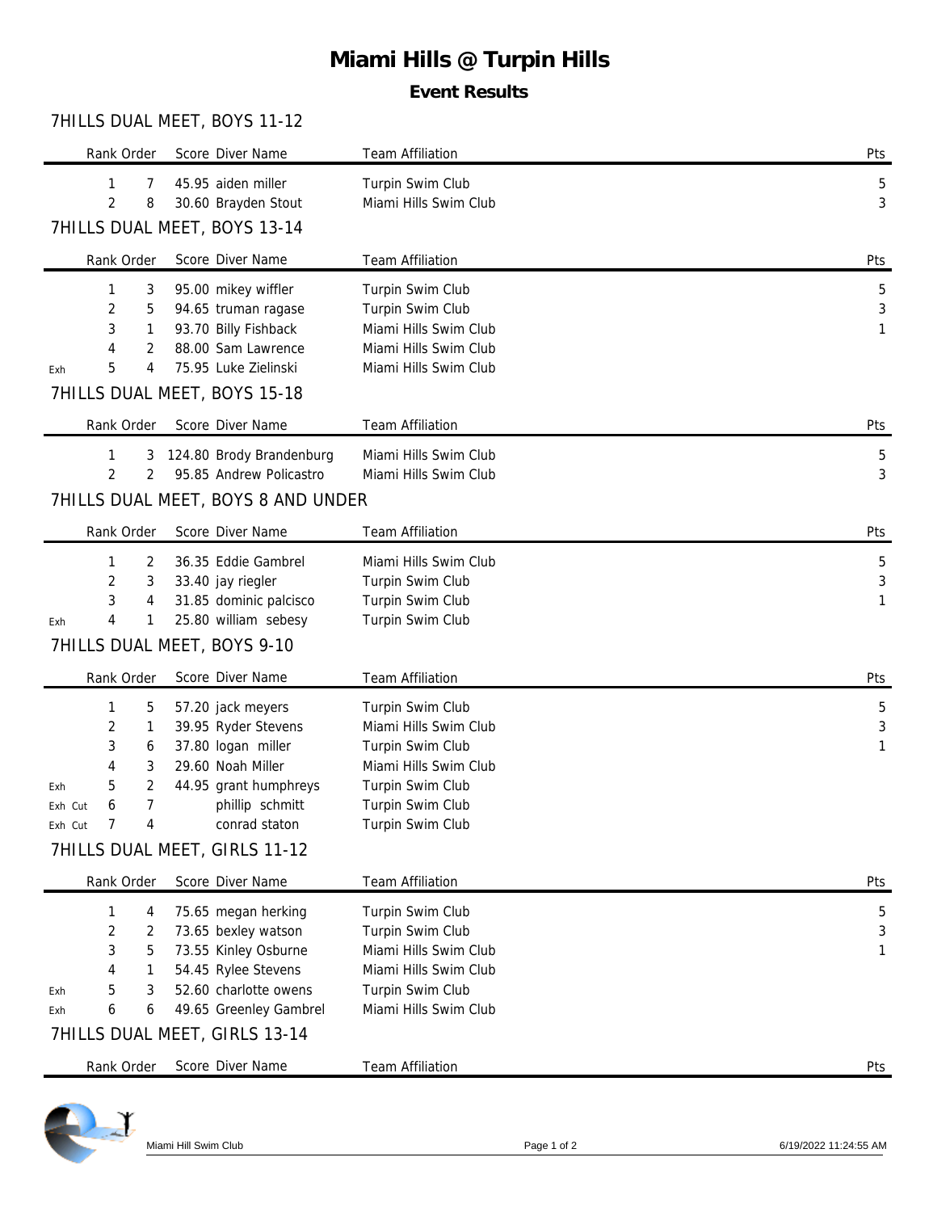# Miami Hills @ Turpin Hills

## Event Results

### 7HILLS DUAL MEET, BOYS 11-12

| | Rank | Order | Score | Diver Name | Team Affiliation | Pts |
|---|---|---|---|---|---|---|
| | 1 | 7 | 45.95 | aiden miller | Turpin Swim Club | 5 |
| | 2 | 8 | 30.60 | Brayden Stout | Miami Hills Swim Club | 3 |

### 7HILLS DUAL MEET, BOYS 13-14

| | Rank | Order | Score | Diver Name | Team Affiliation | Pts |
|---|---|---|---|---|---|---|
| | 1 | 3 | 95.00 | mikey wiffler | Turpin Swim Club | 5 |
| | 2 | 5 | 94.65 | truman ragase | Turpin Swim Club | 3 |
| | 3 | 1 | 93.70 | Billy Fishback | Miami Hills Swim Club | 1 |
| | 4 | 2 | 88.00 | Sam Lawrence | Miami Hills Swim Club | |
| Exh | 5 | 4 | 75.95 | Luke Zielinski | Miami Hills Swim Club | |

### 7HILLS DUAL MEET, BOYS 15-18

| | Rank | Order | Score | Diver Name | Team Affiliation | Pts |
|---|---|---|---|---|---|---|
| | 1 | 3 | 124.80 | Brody Brandenburg | Miami Hills Swim Club | 5 |
| | 2 | 2 | 95.85 | Andrew Policastro | Miami Hills Swim Club | 3 |

### 7HILLS DUAL MEET, BOYS 8 AND UNDER

| | Rank | Order | Score | Diver Name | Team Affiliation | Pts |
|---|---|---|---|---|---|---|
| | 1 | 2 | 36.35 | Eddie Gambrel | Miami Hills Swim Club | 5 |
| | 2 | 3 | 33.40 | jay riegler | Turpin Swim Club | 3 |
| | 3 | 4 | 31.85 | dominic palcisco | Turpin Swim Club | 1 |
| Exh | 4 | 1 | 25.80 | william sebesy | Turpin Swim Club | |

### 7HILLS DUAL MEET, BOYS 9-10

| | Rank | Order | Score | Diver Name | Team Affiliation | Pts |
|---|---|---|---|---|---|---|
| | 1 | 5 | 57.20 | jack meyers | Turpin Swim Club | 5 |
| | 2 | 1 | 39.95 | Ryder Stevens | Miami Hills Swim Club | 3 |
| | 3 | 6 | 37.80 | logan miller | Turpin Swim Club | 1 |
| | 4 | 3 | 29.60 | Noah Miller | Miami Hills Swim Club | |
| Exh | 5 | 2 | 44.95 | grant humphreys | Turpin Swim Club | |
| Exh Cut | 6 | 7 | | phillip schmitt | Turpin Swim Club | |
| Exh Cut | 7 | 4 | | conrad staton | Turpin Swim Club | |

### 7HILLS DUAL MEET, GIRLS 11-12

| | Rank | Order | Score | Diver Name | Team Affiliation | Pts |
|---|---|---|---|---|---|---|
| | 1 | 4 | 75.65 | megan herking | Turpin Swim Club | 5 |
| | 2 | 2 | 73.65 | bexley watson | Turpin Swim Club | 3 |
| | 3 | 5 | 73.55 | Kinley Osburne | Miami Hills Swim Club | 1 |
| | 4 | 1 | 54.45 | Rylee Stevens | Miami Hills Swim Club | |
| Exh | 5 | 3 | 52.60 | charlotte owens | Turpin Swim Club | |
| Exh | 6 | 6 | 49.65 | Greenley Gambrel | Miami Hills Swim Club | |

### 7HILLS DUAL MEET, GIRLS 13-14

| | Rank | Order | Score | Diver Name | Team Affiliation | Pts |
|---|---|---|---|---|---|---|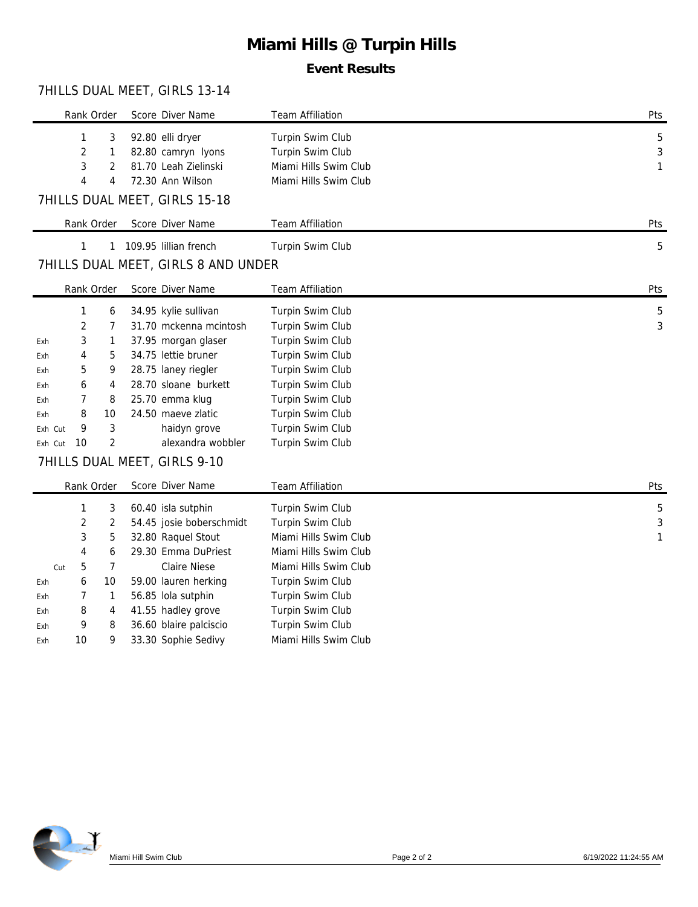# Miami Hills @ Turpin Hills

## Event Results

### 7HILLS DUAL MEET, GIRLS 13-14

| | Rank | Order | Score | Diver Name | Team Affiliation | Pts |
|---|---|---|---|---|---|---|
| | 1 | 3 | 92.80 | elli dryer | Turpin Swim Club | 5 |
| | 2 | 1 | 82.80 | camryn lyons | Turpin Swim Club | 3 |
| | 3 | 2 | 81.70 | Leah Zielinski | Miami Hills Swim Club | 1 |
| | 4 | 4 | 72.30 | Ann Wilson | Miami Hills Swim Club | |

### 7HILLS DUAL MEET, GIRLS 15-18

| | Rank | Order | Score | Diver Name | Team Affiliation | Pts |
|---|---|---|---|---|---|---|
| | 1 | 1 | 109.95 | lillian french | Turpin Swim Club | 5 |

### 7HILLS DUAL MEET, GIRLS 8 AND UNDER

| | Rank | Order | Score | Diver Name | Team Affiliation | Pts |
|---|---|---|---|---|---|---|
| | 1 | 6 | 34.95 | kylie sullivan | Turpin Swim Club | 5 |
| | 2 | 7 | 31.70 | mckenna mcintosh | Turpin Swim Club | 3 |
| Exh | 3 | 1 | 37.95 | morgan glaser | Turpin Swim Club | |
| Exh | 4 | 5 | 34.75 | lettie bruner | Turpin Swim Club | |
| Exh | 5 | 9 | 28.75 | laney riegler | Turpin Swim Club | |
| Exh | 6 | 4 | 28.70 | sloane burkett | Turpin Swim Club | |
| Exh | 7 | 8 | 25.70 | emma klug | Turpin Swim Club | |
| Exh | 8 | 10 | 24.50 | maeve zlatic | Turpin Swim Club | |
| Exh Cut | 9 | 3 | | haidyn grove | Turpin Swim Club | |
| Exh Cut | 10 | 2 | | alexandra wobbler | Turpin Swim Club | |

### 7HILLS DUAL MEET, GIRLS 9-10

| | Rank | Order | Score | Diver Name | Team Affiliation | Pts |
|---|---|---|---|---|---|---|
| | 1 | 3 | 60.40 | isla sutphin | Turpin Swim Club | 5 |
| | 2 | 2 | 54.45 | josie boberschmidt | Turpin Swim Club | 3 |
| | 3 | 5 | 32.80 | Raquel Stout | Miami Hills Swim Club | 1 |
| | 4 | 6 | 29.30 | Emma DuPriest | Miami Hills Swim Club | |
| Cut | 5 | 7 | | Claire Niese | Miami Hills Swim Club | |
| Exh | 6 | 10 | 59.00 | lauren herking | Turpin Swim Club | |
| Exh | 7 | 1 | 56.85 | lola sutphin | Turpin Swim Club | |
| Exh | 8 | 4 | 41.55 | hadley grove | Turpin Swim Club | |
| Exh | 9 | 8 | 36.60 | blaire palciscio | Turpin Swim Club | |
| Exh | 10 | 9 | 33.30 | Sophie Sedivy | Miami Hills Swim Club | |